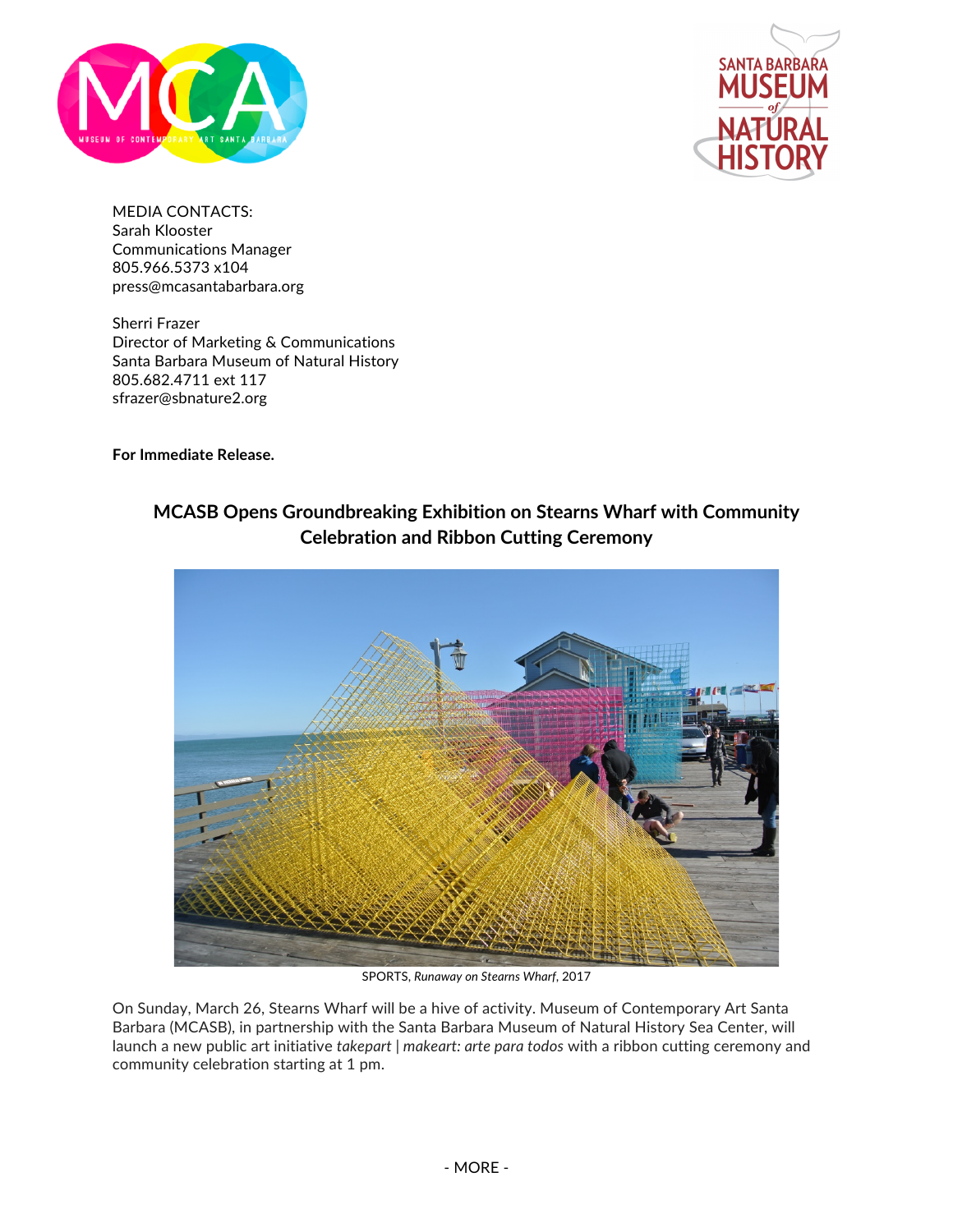MEDIA CONTACTS:
Sarah Klooster
Communications Manager
805.966.5373 x104
press@mcasantabarbara.org

Sherri Frazer
Director of Marketing & Communications
Santa Barbara Museum of Natural History
805.682.4711 ext 117
sfrazer@sbnature2.org

**For Immediate Release.**

## MCASB Opens Groundbreaking Exhibition on Stearns Wharf with Community Celebration and Ribbon Cutting Ceremony

SPORTS, *Runaway on Stearns Wharf*, 2017

On Sunday, March 26, Stearns Wharf will be a hive of activity. Museum of Contemporary Art Santa Barbara (MCASB), in partnership with the Santa Barbara Museum of Natural History Sea Center, will launch a new public art initiative *takepart | makeart: arte para todos* with a ribbon cutting ceremony and community celebration starting at 1 pm.

- MORE -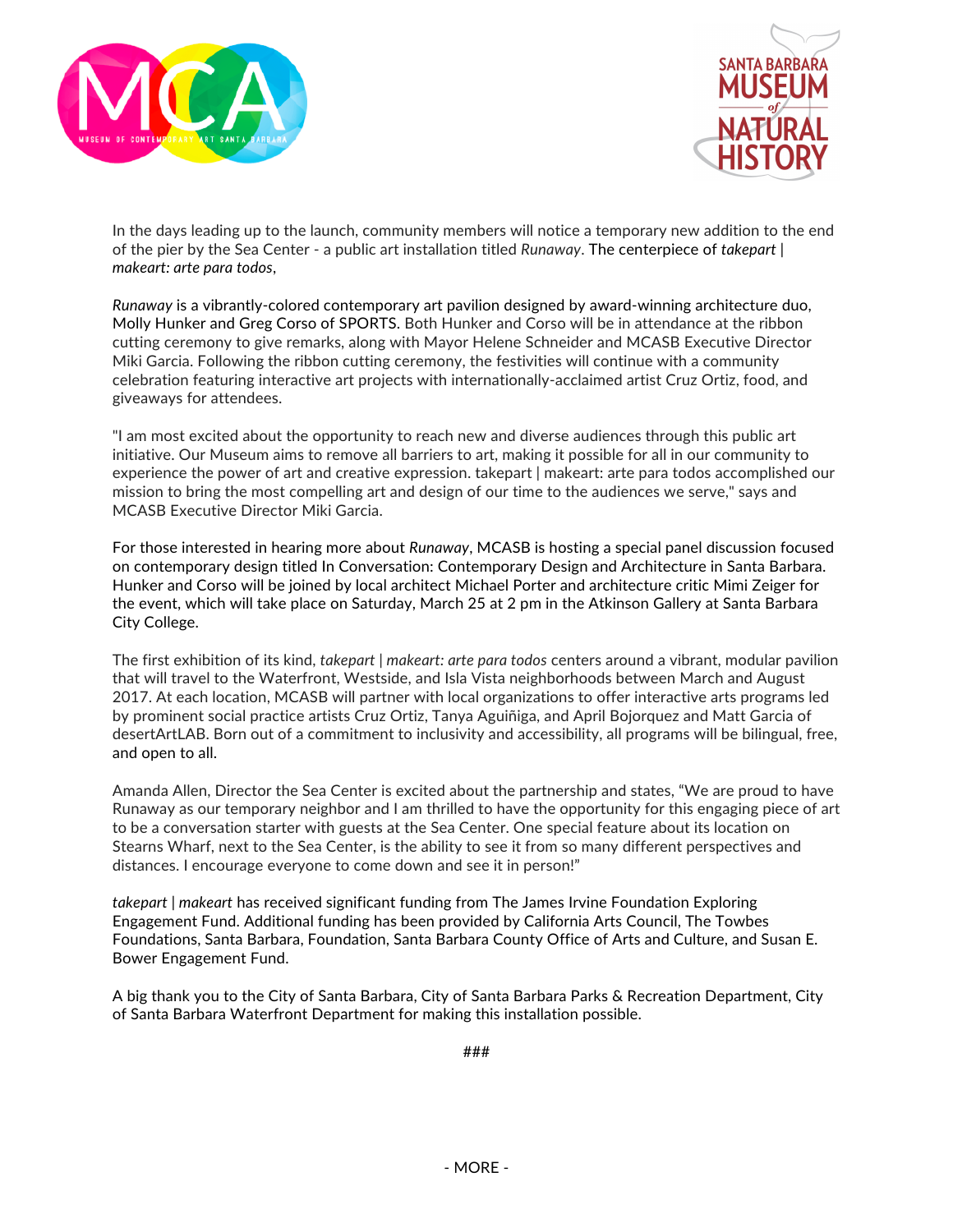In the days leading up to the launch, community members will notice a temporary new addition to the end of the pier by the Sea Center - a public art installation titled *Runaway*. The centerpiece of *takepart | makeart: arte para todos*,

*Runaway* is a vibrantly-colored contemporary art pavilion designed by award-winning architecture duo, Molly Hunker and Greg Corso of SPORTS. Both Hunker and Corso will be in attendance at the ribbon cutting ceremony to give remarks, along with Mayor Helene Schneider and MCASB Executive Director Miki Garcia. Following the ribbon cutting ceremony, the festivities will continue with a community celebration featuring interactive art projects with internationally-acclaimed artist Cruz Ortiz, food, and giveaways for attendees.

"I am most excited about the opportunity to reach new and diverse audiences through this public art initiative. Our Museum aims to remove all barriers to art, making it possible for all in our community to experience the power of art and creative expression. takepart | makeart: arte para todos accomplished our mission to bring the most compelling art and design of our time to the audiences we serve," says and MCASB Executive Director Miki Garcia.

For those interested in hearing more about *Runaway*, MCASB is hosting a special panel discussion focused on contemporary design titled In Conversation: Contemporary Design and Architecture in Santa Barbara. Hunker and Corso will be joined by local architect Michael Porter and architecture critic Mimi Zeiger for the event, which will take place on Saturday, March 25 at 2 pm in the Atkinson Gallery at Santa Barbara City College.

The first exhibition of its kind, *takepart | makeart: arte para todos* centers around a vibrant, modular pavilion that will travel to the Waterfront, Westside, and Isla Vista neighborhoods between March and August 2017. At each location, MCASB will partner with local organizations to offer interactive arts programs led by prominent social practice artists Cruz Ortiz, Tanya Aguiñiga, and April Bojorquez and Matt Garcia of desertArtLAB. Born out of a commitment to inclusivity and accessibility, all programs will be bilingual, free, and open to all.

Amanda Allen, Director the Sea Center is excited about the partnership and states, “We are proud to have Runaway as our temporary neighbor and I am thrilled to have the opportunity for this engaging piece of art to be a conversation starter with guests at the Sea Center. One special feature about its location on Stearns Wharf, next to the Sea Center, is the ability to see it from so many different perspectives and distances. I encourage everyone to come down and see it in person!”

*takepart | makeart* has received significant funding from The James Irvine Foundation Exploring Engagement Fund. Additional funding has been provided by California Arts Council, The Towbes Foundations, Santa Barbara, Foundation, Santa Barbara County Office of Arts and Culture, and Susan E. Bower Engagement Fund.

A big thank you to the City of Santa Barbara, City of Santa Barbara Parks & Recreation Department, City of Santa Barbara Waterfront Department for making this installation possible.

###

- MORE -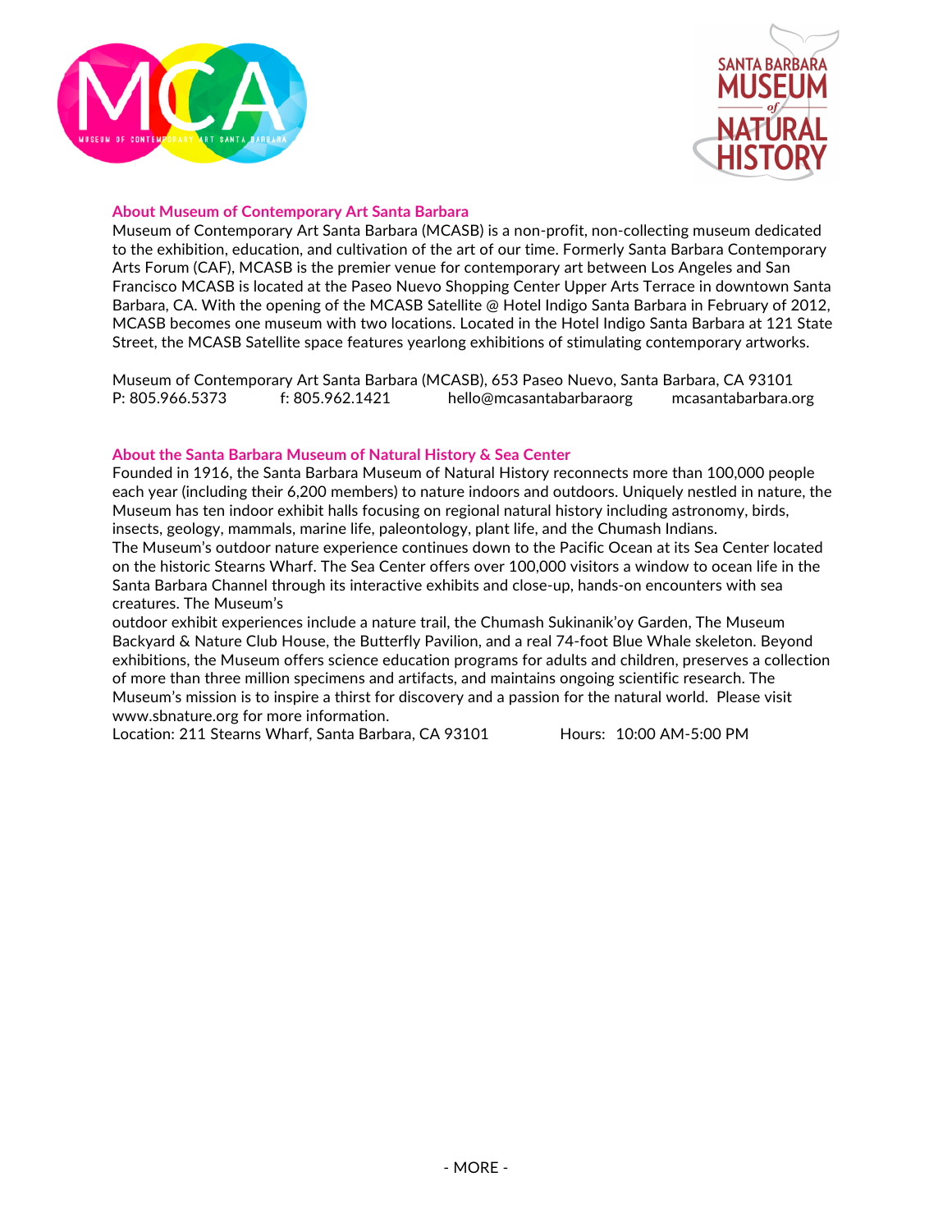## About Museum of Contemporary Art Santa Barbara

Museum of Contemporary Art Santa Barbara (MCASB) is a non-profit, non-collecting museum dedicated to the exhibition, education, and cultivation of the art of our time. Formerly Santa Barbara Contemporary Arts Forum (CAF), MCASB is the premier venue for contemporary art between Los Angeles and San Francisco MCASB is located at the Paseo Nuevo Shopping Center Upper Arts Terrace in downtown Santa Barbara, CA. With the opening of the MCASB Satellite @ Hotel Indigo Santa Barbara in February of 2012, MCASB becomes one museum with two locations. Located in the Hotel Indigo Santa Barbara at 121 State Street, the MCASB Satellite space features yearlong exhibitions of stimulating contemporary artworks.

Museum of Contemporary Art Santa Barbara (MCASB), 653 Paseo Nuevo, Santa Barbara, CA 93101
P: 805.966.5373 f: 805.962.1421 hello@mcasantabarbaraorg mcasantabarbara.org

## About the Santa Barbara Museum of Natural History & Sea Center

Founded in 1916, the Santa Barbara Museum of Natural History reconnects more than 100,000 people each year (including their 6,200 members) to nature indoors and outdoors. Uniquely nestled in nature, the Museum has ten indoor exhibit halls focusing on regional natural history including astronomy, birds, insects, geology, mammals, marine life, paleontology, plant life, and the Chumash Indians.

The Museum's outdoor nature experience continues down to the Pacific Ocean at its Sea Center located on the historic Stearns Wharf. The Sea Center offers over 100,000 visitors a window to ocean life in the Santa Barbara Channel through its interactive exhibits and close-up, hands-on encounters with sea creatures. The Museum's

outdoor exhibit experiences include a nature trail, the Chumash Sukinanik'oy Garden, The Museum Backyard & Nature Club House, the Butterfly Pavilion, and a real 74-foot Blue Whale skeleton. Beyond exhibitions, the Museum offers science education programs for adults and children, preserves a collection of more than three million specimens and artifacts, and maintains ongoing scientific research. The Museum's mission is to inspire a thirst for discovery and a passion for the natural world. Please visit www.sbnature.org for more information.

Location: 211 Stearns Wharf, Santa Barbara, CA 93101 Hours: 10:00 AM-5:00 PM

- MORE -